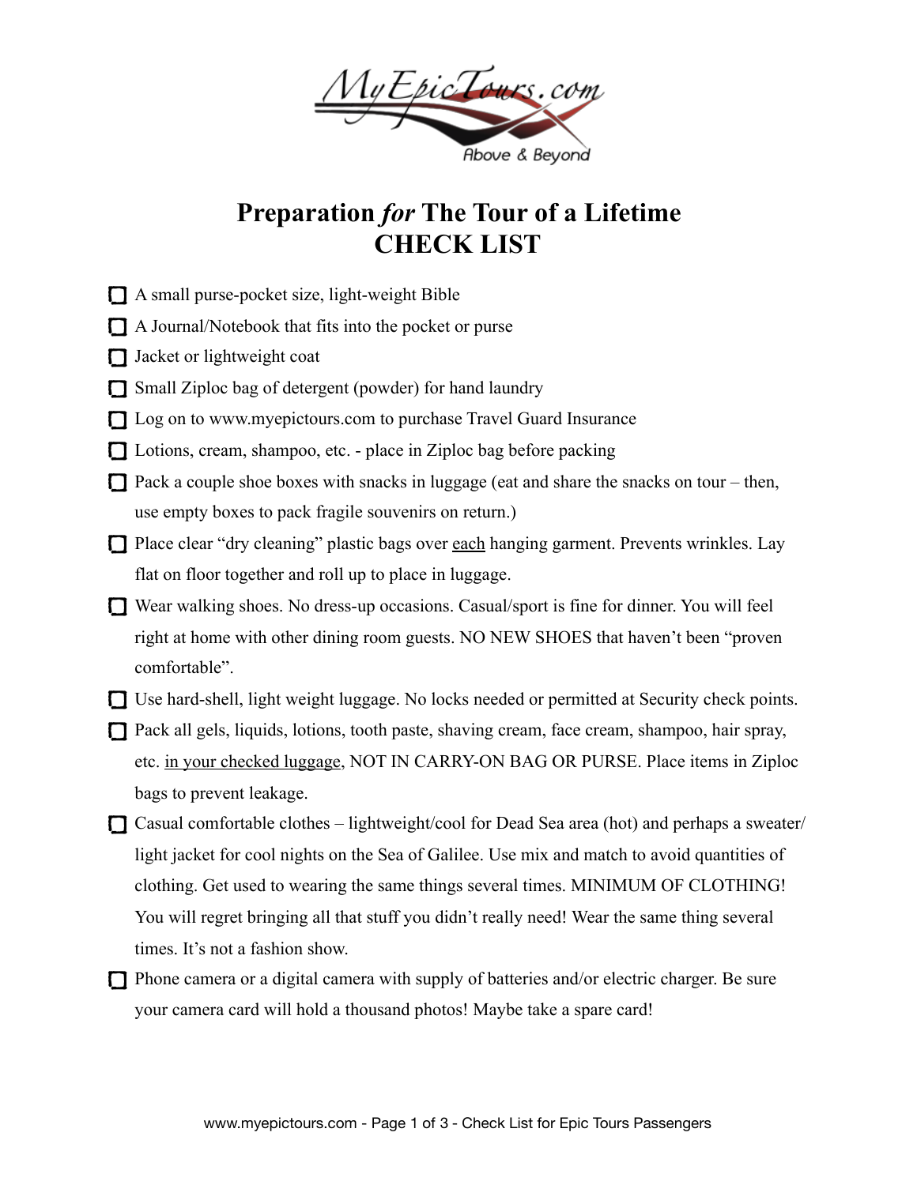MyEpicTours.com

Above & Beyond

# Preparation *for* The Tour of a Lifetime
# CHECK LIST

- [ ] A small purse-pocket size, light-weight Bible
- [ ] A Journal/Notebook that fits into the pocket or purse
- [ ] Jacket or lightweight coat
- [ ] Small Ziploc bag of detergent (powder) for hand laundry
- [ ] Log on to www.myepictours.com to purchase Travel Guard Insurance
- [ ] Lotions, cream, shampoo, etc. - place in Ziploc bag before packing
- [ ] Pack a couple shoe boxes with snacks in luggage (eat and share the snacks on tour – then, use empty boxes to pack fragile souvenirs on return.)
- [ ] Place clear "dry cleaning" plastic bags over <u>each</u> hanging garment. Prevents wrinkles. Lay flat on floor together and roll up to place in luggage.
- [ ] Wear walking shoes. No dress-up occasions. Casual/sport is fine for dinner. You will feel right at home with other dining room guests. NO NEW SHOES that haven't been "proven comfortable".
- [ ] Use hard-shell, light weight luggage. No locks needed or permitted at Security check points.
- [ ] Pack all gels, liquids, lotions, tooth paste, shaving cream, face cream, shampoo, hair spray, etc. <u>in your checked luggage</u>, NOT IN CARRY-ON BAG OR PURSE. Place items in Ziploc bags to prevent leakage.
- [ ] Casual comfortable clothes – lightweight/cool for Dead Sea area (hot) and perhaps a sweater/ light jacket for cool nights on the Sea of Galilee. Use mix and match to avoid quantities of clothing. Get used to wearing the same things several times. MINIMUM OF CLOTHING! You will regret bringing all that stuff you didn't really need! Wear the same thing several times. It's not a fashion show.
- [ ] Phone camera or a digital camera with supply of batteries and/or electric charger. Be sure your camera card will hold a thousand photos! Maybe take a spare card!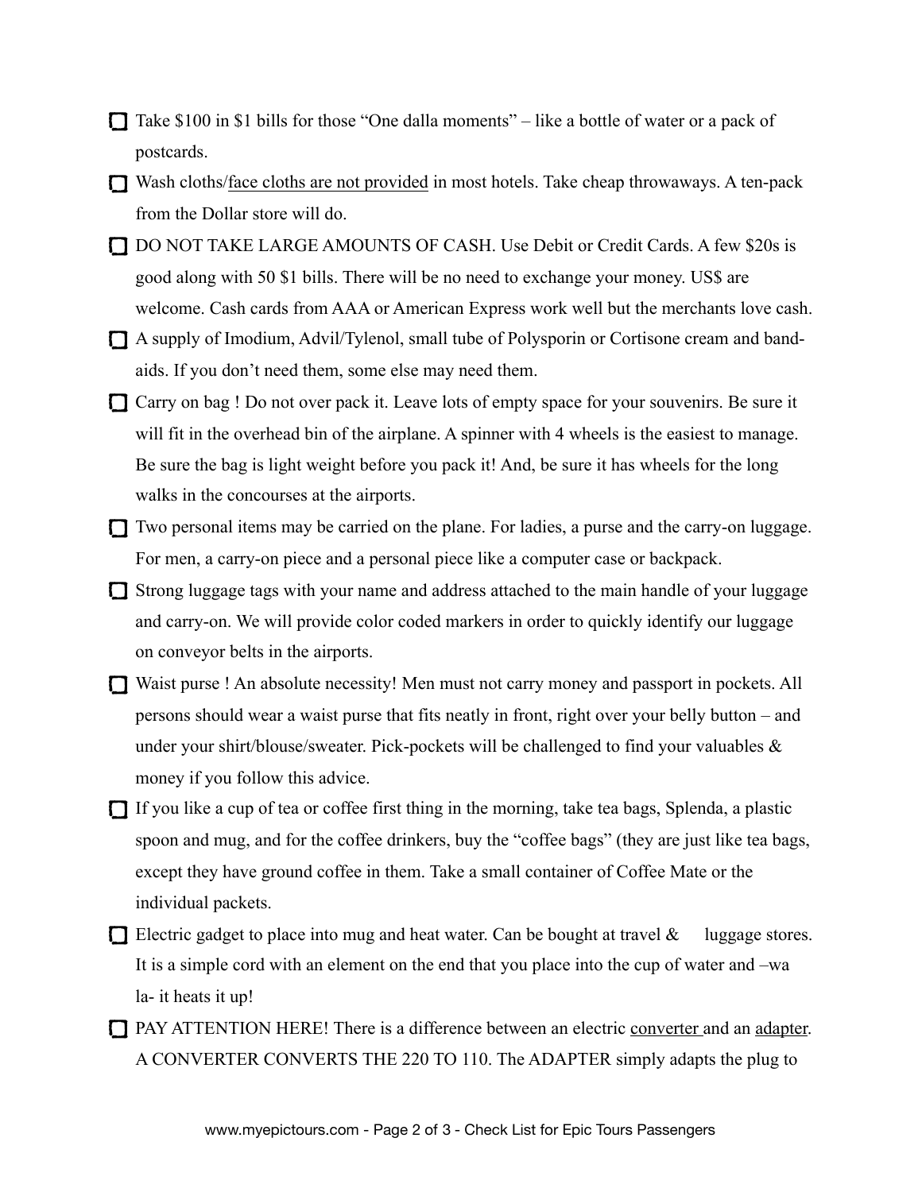- [ ] Take $100 in $1 bills for those "One dalla moments" – like a bottle of water or a pack of postcards.
- [ ] Wash cloths/<u>face cloths are not provided</u> in most hotels. Take cheap throwaways. A ten-pack from the Dollar store will do.
- [ ] DO NOT TAKE LARGE AMOUNTS OF CASH. Use Debit or Credit Cards. A few $20s is good along with 50 $1 bills. There will be no need to exchange your money. US$ are welcome. Cash cards from AAA or American Express work well but the merchants love cash.
- [ ] A supply of Imodium, Advil/Tylenol, small tube of Polysporin or Cortisone cream and band-aids. If you don't need them, some else may need them.
- [ ] Carry on bag ! Do not over pack it. Leave lots of empty space for your souvenirs. Be sure it will fit in the overhead bin of the airplane. A spinner with 4 wheels is the easiest to manage. Be sure the bag is light weight before you pack it! And, be sure it has wheels for the long walks in the concourses at the airports.
- [ ] Two personal items may be carried on the plane. For ladies, a purse and the carry-on luggage. For men, a carry-on piece and a personal piece like a computer case or backpack.
- [ ] Strong luggage tags with your name and address attached to the main handle of your luggage and carry-on. We will provide color coded markers in order to quickly identify our luggage on conveyor belts in the airports.
- [ ] Waist purse ! An absolute necessity! Men must not carry money and passport in pockets. All persons should wear a waist purse that fits neatly in front, right over your belly button – and under your shirt/blouse/sweater. Pick-pockets will be challenged to find your valuables & money if you follow this advice.
- [ ] If you like a cup of tea or coffee first thing in the morning, take tea bags, Splenda, a plastic spoon and mug, and for the coffee drinkers, buy the "coffee bags" (they are just like tea bags, except they have ground coffee in them. Take a small container of Coffee Mate or the individual packets.
- [ ] Electric gadget to place into mug and heat water. Can be bought at travel & luggage stores. It is a simple cord with an element on the end that you place into the cup of water and –wa la- it heats it up!
- [ ] PAY ATTENTION HERE! There is a difference between an electric <u>converter</u> and an <u>adapter</u>. A CONVERTER CONVERTS THE 220 TO 110. The ADAPTER simply adapts the plug to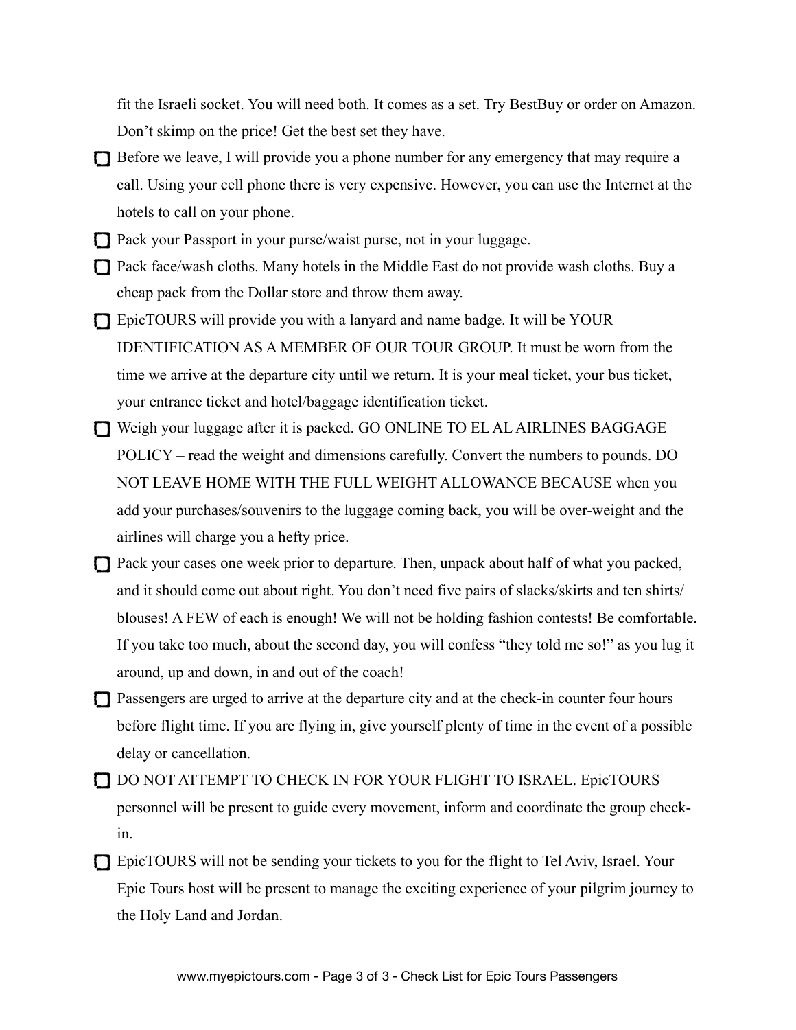fit the Israeli socket. You will need both. It comes as a set. Try BestBuy or order on Amazon. Don't skimp on the price! Get the best set they have.

- [ ] Before we leave, I will provide you a phone number for any emergency that may require a call. Using your cell phone there is very expensive. However, you can use the Internet at the hotels to call on your phone.
- [ ] Pack your Passport in your purse/waist purse, not in your luggage.
- [ ] Pack face/wash cloths. Many hotels in the Middle East do not provide wash cloths. Buy a cheap pack from the Dollar store and throw them away.
- [ ] EpicTOURS will provide you with a lanyard and name badge. It will be YOUR IDENTIFICATION AS A MEMBER OF OUR TOUR GROUP. It must be worn from the time we arrive at the departure city until we return. It is your meal ticket, your bus ticket, your entrance ticket and hotel/baggage identification ticket.
- [ ] Weigh your luggage after it is packed. GO ONLINE TO EL AL AIRLINES BAGGAGE POLICY – read the weight and dimensions carefully. Convert the numbers to pounds. DO NOT LEAVE HOME WITH THE FULL WEIGHT ALLOWANCE BECAUSE when you add your purchases/souvenirs to the luggage coming back, you will be over-weight and the airlines will charge you a hefty price.
- [ ] Pack your cases one week prior to departure. Then, unpack about half of what you packed, and it should come out about right. You don't need five pairs of slacks/skirts and ten shirts/blouses! A FEW of each is enough! We will not be holding fashion contests! Be comfortable. If you take too much, about the second day, you will confess "they told me so!" as you lug it around, up and down, in and out of the coach!
- [ ] Passengers are urged to arrive at the departure city and at the check-in counter four hours before flight time. If you are flying in, give yourself plenty of time in the event of a possible delay or cancellation.
- [ ] DO NOT ATTEMPT TO CHECK IN FOR YOUR FLIGHT TO ISRAEL. EpicTOURS personnel will be present to guide every movement, inform and coordinate the group check-in.
- [ ] EpicTOURS will not be sending your tickets to you for the flight to Tel Aviv, Israel. Your Epic Tours host will be present to manage the exciting experience of your pilgrim journey to the Holy Land and Jordan.